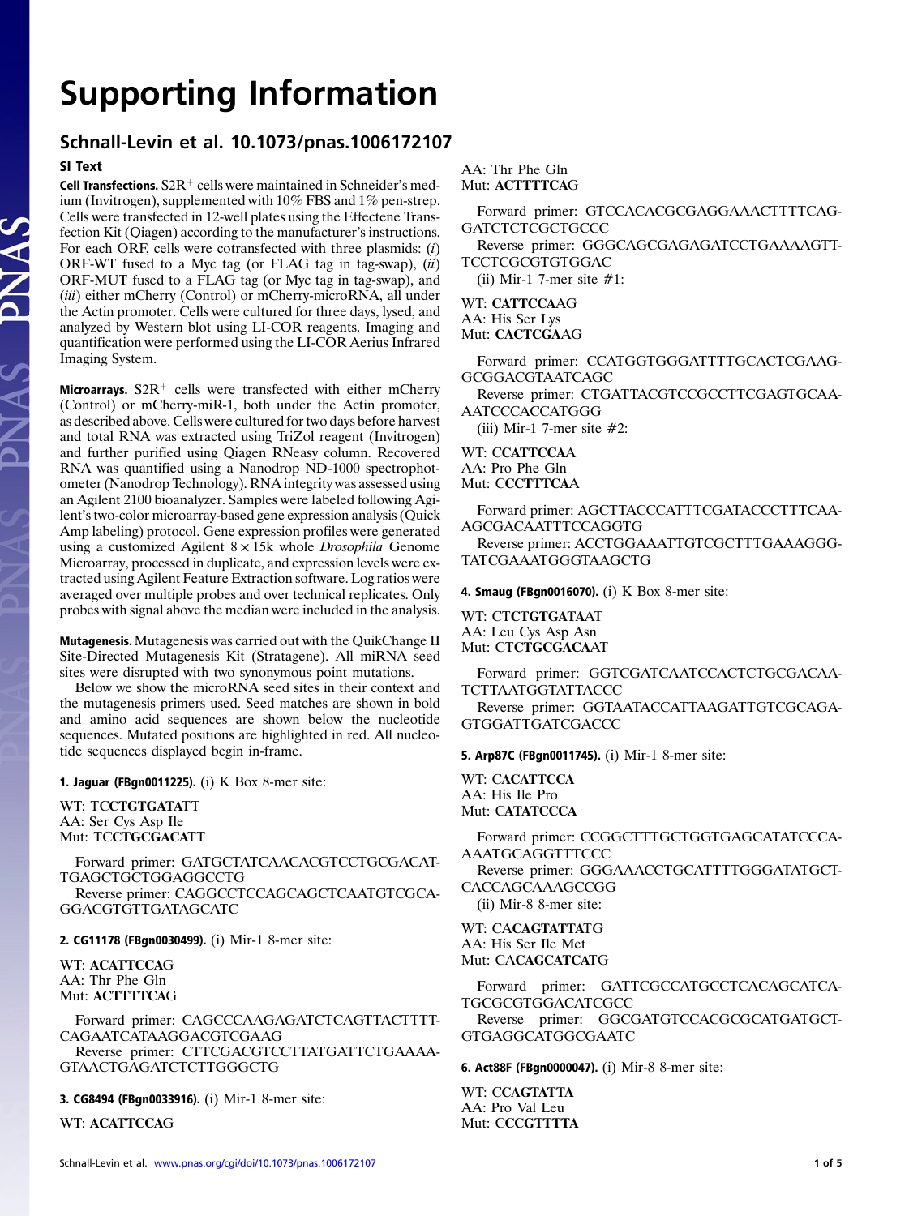# Supporting Information

## Schnall-Levin et al. 10.1073/pnas.1006172107

### SI Text

**Cell Transfections.** S2R$^+$ cells were maintained in Schneider's medium (Invitrogen), supplemented with 10% FBS and 1% pen-strep. Cells were transfected in 12-well plates using the Effectene Transfection Kit (Qiagen) according to the manufacturer's instructions. For each ORF, cells were cotransfected with three plasmids: (*i*) ORF-WT fused to a Myc tag (or FLAG tag in tag-swap), (*ii*) ORF-MUT fused to a FLAG tag (or Myc tag in tag-swap), and (*iii*) either mCherry (Control) or mCherry-microRNA, all under the Actin promoter. Cells were cultured for three days, lysed, and analyzed by Western blot using LI-COR reagents. Imaging and quantification were performed using the LI-COR Aerius Infrared Imaging System.

**Microarrays.** S2R$^+$ cells were transfected with either mCherry (Control) or mCherry-miR-1, both under the Actin promoter, as described above. Cells were cultured for two days before harvest and total RNA was extracted using TriZol reagent (Invitrogen) and further purified using Qiagen RNeasy column. Recovered RNA was quantified using a Nanodrop ND-1000 spectrophotometer (Nanodrop Technology). RNA integrity was assessed using an Agilent 2100 bioanalyzer. Samples were labeled following Agilent's two-color microarray-based gene expression analysis (Quick Amp labeling) protocol. Gene expression profiles were generated using a customized Agilent 8 × 15k whole *Drosophila* Genome Microarray, processed in duplicate, and expression levels were extracted using Agilent Feature Extraction software. Log ratios were averaged over multiple probes and over technical replicates. Only probes with signal above the median were included in the analysis.

**Mutagenesis.** Mutagenesis was carried out with the QuikChange II Site-Directed Mutagenesis Kit (Stratagene). All miRNA seed sites were disrupted with two synonymous point mutations.

Below we show the microRNA seed sites in their context and the mutagenesis primers used. Seed matches are shown in bold and amino acid sequences are shown below the nucleotide sequences. Mutated positions are highlighted in red. All nucleotide sequences displayed begin in-frame.

**1. Jaguar (FBgn0011225).** (i) K Box 8-mer site:

WT: TC**CTGTGATA**TT
AA: Ser Cys Asp Ile
Mut: TC**CTGCGACA**TT

Forward primer: GATGCTATCAACACGTCCTGCGACATTGAGCTGCTGGAGGCCTG
Reverse primer: CAGGCCTCCAGCAGCTCAATGTCGCAGGACGTGTTGATAGCATC

**2. CG11178 (FBgn0030499).** (i) Mir-1 8-mer site:

WT: **ACATTCCA**G
AA: Thr Phe Gln
Mut: **ACTTTTCA**G

Forward primer: CAGCCCAAGAGATCTCAGTTACTTTTCAGAATCATAAGGACGTCGAAG
Reverse primer: CTTCGACGTCCTTATGATTCTGAAAAGTAACTGAGATCTCTTGGGCTG

**3. CG8494 (FBgn0033916).** (i) Mir-1 8-mer site:

WT: **ACATTCCA**G
AA: Thr Phe Gln
Mut: **ACTTTTCA**G

Forward primer: GTCCACACGCGAGGAAACTTTTCAGGATCTCTCGCTGCCC
Reverse primer: GGGCAGCGAGAGATCCTGAAAAGTTTCCTCGCGTGTGGAC

(ii) Mir-1 7-mer site #1:

WT: **CATTCCA**AG
AA: His Ser Lys
Mut: **CACTCGA**AG

Forward primer: CCATGGTGGGATTTGCACTCGAAGGCGGACGTAATCAGC
Reverse primer: CTGATTACGTCCGCCTTCGAGTGCAAATCCCACCATGG

(iii) Mir-1 7-mer site #2:

WT: C**CATTCCA**A
AA: Pro Phe Gln
Mut: C**CCTTTCA**A

Forward primer: AGCTTACCCATTTCGATACCCTTTCAAAGCGACAATTTCCAGGTG
Reverse primer: ACCTGGAAATTGTCGCTTTGAAAGGGTATCGAAATGGGTAAGCTG

**4. Smaug (FBgn0016070).** (i) K Box 8-mer site:

WT: CT**CTGTGATA**AT
AA: Leu Cys Asp Asn
Mut: CT**CTGCGACA**AT

Forward primer: GGTCGATCAATCCACTCTGCGACAATCTTAATGGTATTACCC
Reverse primer: GGTAATACCATTAAGATTGTCGCAGAGTGGATTGATCGACCC

**5. Arp87C (FBgn0011745).** (i) Mir-1 8-mer site:

WT: C**ACATTCCA**
AA: His Ile Pro
Mut: C**ATATCCCA**

Forward primer: CCGGCTTTGCTGGTGAGCATATCCCAAAATGCAGGTTTCCC
Reverse primer: GGGAAACCTGCATTTTGGGATATGCTCACCAGCAAAGCCGG

(ii) Mir-8 8-mer site:

WT: CAC**AGTATTA**TG
AA: His Ser Ile Met
Mut: CAC**AGCATCA**TG

Forward primer: GATTCGCCATGCCTCACAGCATCATGCGCGTGGACATCGCC
Reverse primer: GGCGATGTCCACGCGCATGATGCTGTGAGGCATGGCGAATC

**6. Act88F (FBgn0000047).** (i) Mir-8 8-mer site:

WT: C**CAGTATTA**
AA: Pro Val Leu
Mut: C**CCGTTTTA**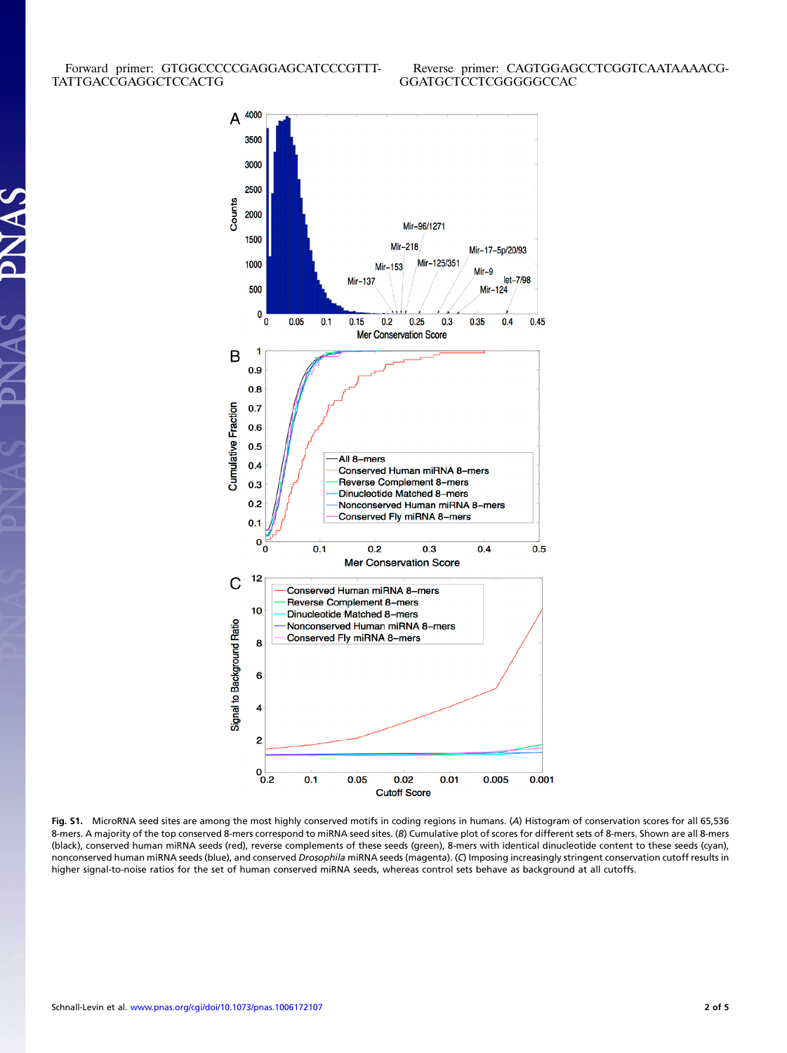Forward primer: GTGGCCCCCGAGGAGCATCCCGTTT-TATTGACCGAGGCTCCACTG

Reverse primer: CAGTGGAGCCTCGGTCAATAAAACG-GGATGCTCCTCGGGGGCCAC

**Fig. S1.** MicroRNA seed sites are among the most highly conserved motifs in coding regions in humans. (*A*) Histogram of conservation scores for all 65,536 8-mers. A majority of the top conserved 8-mers correspond to miRNA seed sites. (*B*) Cumulative plot of scores for different sets of 8-mers. Shown are all 8-mers (black), conserved human miRNA seeds (red), reverse complements of these seeds (green), 8-mers with identical dinucleotide content to these seeds (cyan), nonconserved human miRNA seeds (blue), and conserved *Drosophila* miRNA seeds (magenta). (*C*) Imposing increasingly stringent conservation cutoff results in higher signal-to-noise ratios for the set of human conserved miRNA seeds, whereas control sets behave as background at all cutoffs.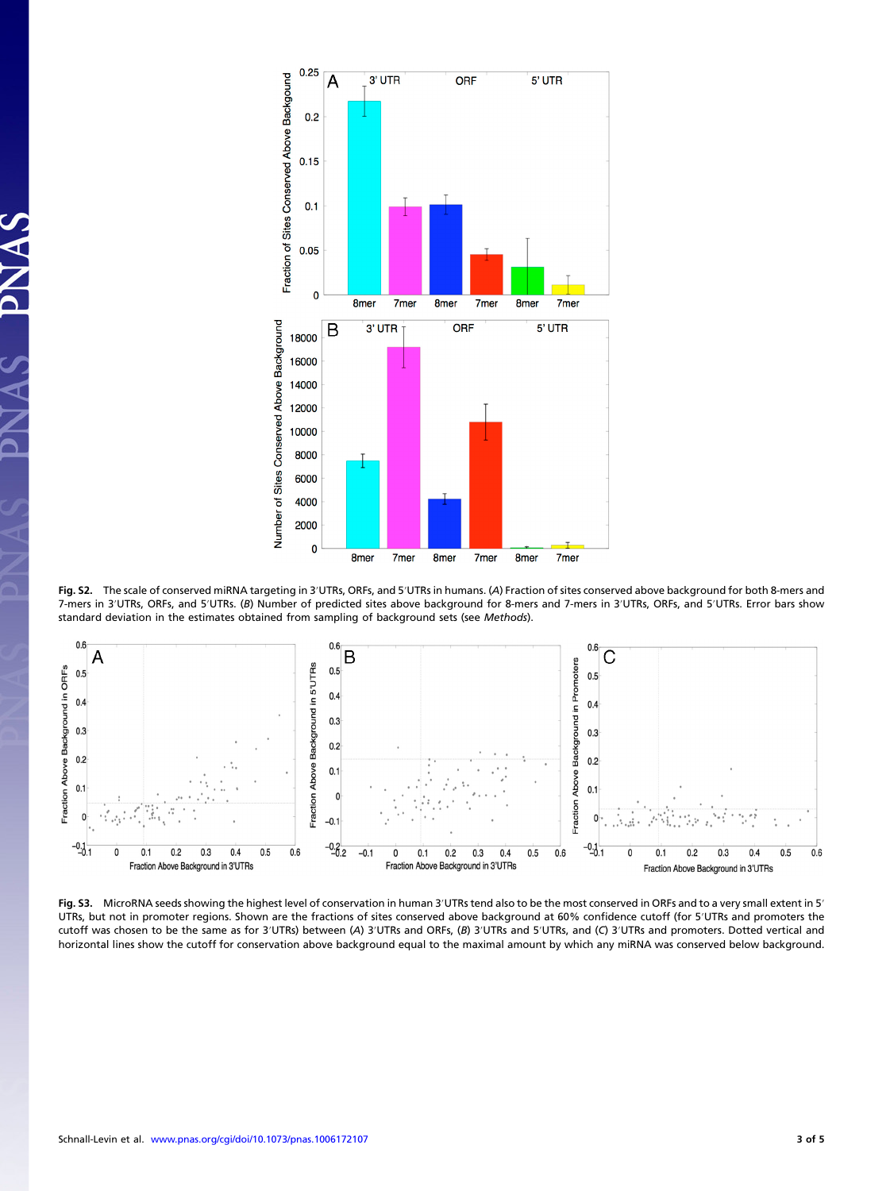**Fig. S2.** The scale of conserved miRNA targeting in 3′UTRs, ORFs, and 5′UTRs in humans. (*A*) Fraction of sites conserved above background for both 8-mers and 7-mers in 3′UTRs, ORFs, and 5′UTRs. (*B*) Number of predicted sites above background for 8-mers and 7-mers in 3′UTRs, ORFs, and 5′UTRs. Error bars show standard deviation in the estimates obtained from sampling of background sets (see *Methods*).

**Fig. S3.** MicroRNA seeds showing the highest level of conservation in human 3′UTRs tend also to be the most conserved in ORFs and to a very small extent in 5′ UTRs, but not in promoter regions. Shown are the fractions of sites conserved above background at 60% confidence cutoff (for 5′UTRs and promoters the cutoff was chosen to be the same as for 3′UTRs) between (*A*) 3′UTRs and ORFs, (*B*) 3′UTRs and 5′UTRs, and (*C*) 3′UTRs and promoters. Dotted vertical and horizontal lines show the cutoff for conservation above background equal to the maximal amount by which any miRNA was conserved below background.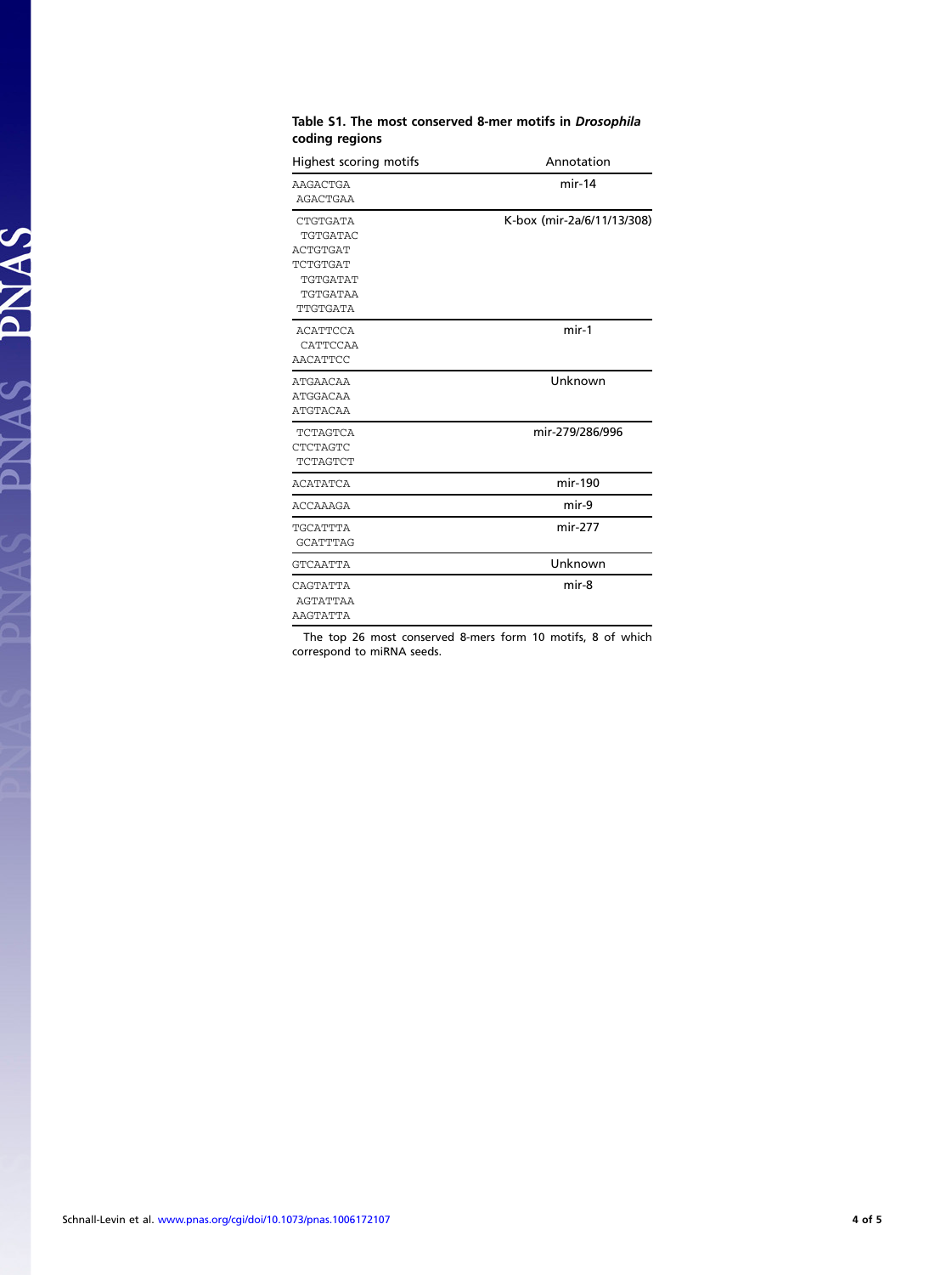**Table S1. The most conserved 8-mer motifs in *Drosophila* coding regions**

| Highest scoring motifs | Annotation |
|---|---|
| AAGACTGA<br>AGACTGAA | mir-14 |
| CTGTGATA<br>TGTGATAC<br>ACTGTGAT<br>TCTGTGAT<br>TGTGATAT<br>TGTGATAA<br>TTGTGATA | K-box (mir-2a/6/11/13/308) |
| ACATTCCA<br>CATTCCAA<br>AACATTCC | mir-1 |
| ATGAACAA<br>ATGGACAA<br>ATGTACAA | Unknown |
| TCTAGTCA<br>CTCTAGTC<br>TCTAGTCT | mir-279/286/996 |
| ACATATCA | mir-190 |
| ACCAAAGA | mir-9 |
| TGCATTTA<br>GCATTTAG | mir-277 |
| GTCAATTA | Unknown |
| CAGTATTA<br>AGTATTAA<br>AAGTATTA | mir-8 |

The top 26 most conserved 8-mers form 10 motifs, 8 of which correspond to miRNA seeds.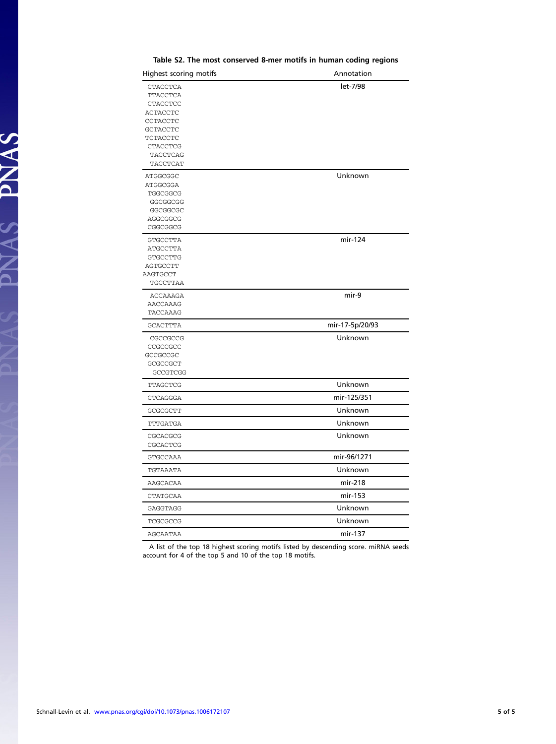**Table S2. The most conserved 8-mer motifs in human coding regions**

| Highest scoring motifs | Annotation |
|---|---|
| CTACCTCA<br>TTACCTCA<br>CTACCTCC<br>ACTACCTC<br>CCTACCTC<br>GCTACCTC<br>TCTACCTC<br>CTACCTCG<br>TACCTCAG<br>TACCTCAT | let-7/98 |
| ATGGCGGC<br>ATGGCGGA<br>TGGCGGCG<br>GGCGGCGG<br>GGCGGCGC<br>AGGCGGCG<br>CGGCGGCG | Unknown |
| GTGCCTTA<br>ATGCCTTA<br>GTGCCTTG<br>AGTGCCTT<br>AAGTGCCT<br>TGCCTTAA | mir-124 |
| ACCAAAGA<br>AACCAAAG<br>TACCAAAG | mir-9 |
| GCACTTTA | mir-17-5p/20/93 |
| CGCCGCCG<br>CCGCCGCC<br>GCCGCCGC<br>GCGCCGCT<br>GCCGTCGG | Unknown |
| TTAGCTCG | Unknown |
| CTCAGGGA | mir-125/351 |
| GCGCGCTT | Unknown |
| TTTGATGA | Unknown |
| CGCACGCG<br>CGCACTCG | Unknown |
| GTGCCAAA | mir-96/1271 |
| TGTAAATA | Unknown |
| AAGCACAA | mir-218 |
| CTATGCAA | mir-153 |
| GAGGTAGG | Unknown |
| TCGCGCCG | Unknown |
| AGCAATAA | mir-137 |

A list of the top 18 highest scoring motifs listed by descending score. miRNA seeds account for 4 of the top 5 and 10 of the top 18 motifs.